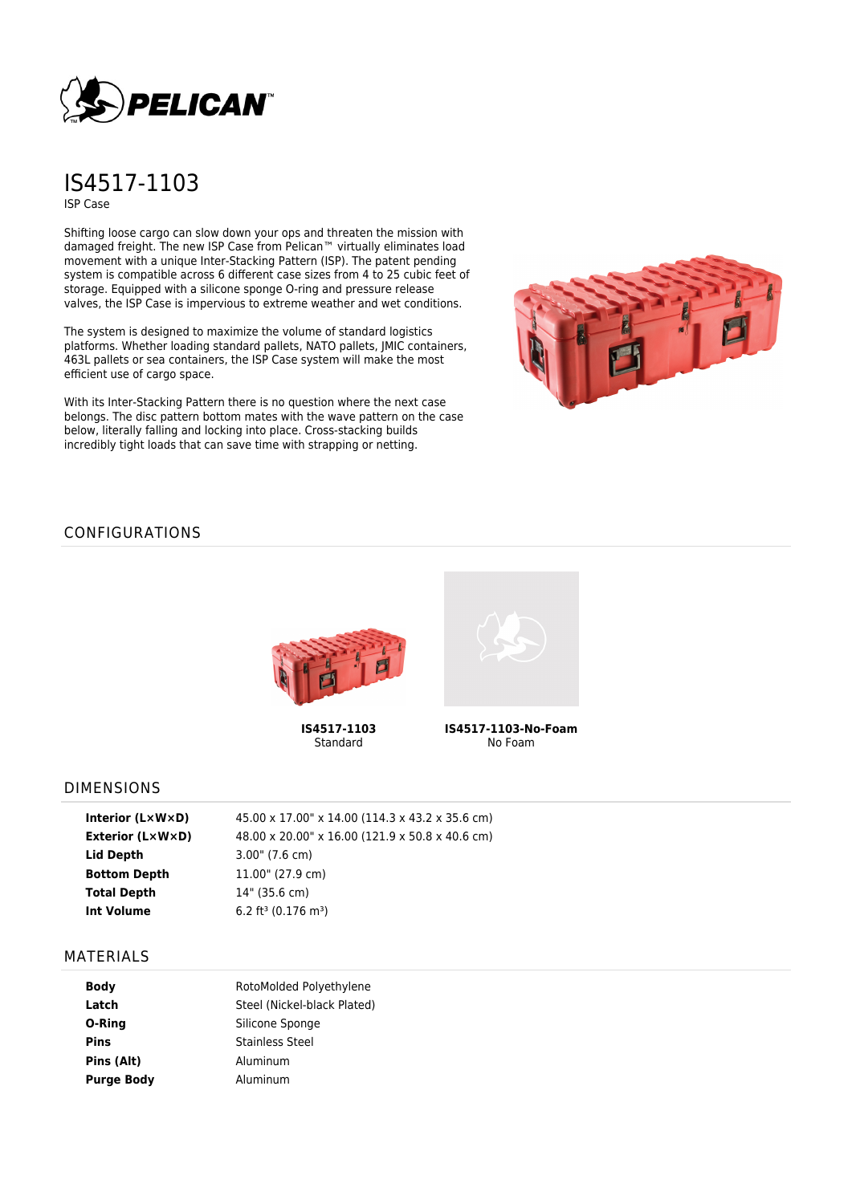# IS4517-1103

ISP Case

Shifting loose cargo can slow down your ops and threaten the mission with damaged freight. The new ISP Case from Pelican™ virtually eliminates load movement with a unique Inter-Stacking Pattern (ISP). The patent pending system is compatible across 6 different case sizes from 4 to 25 cubic feet of storage. Equipped with a silicone sponge O-ring and pressure release valves, the ISP Case is impervious to extreme weather and wet conditions.

The system is designed to maximize the volume of standard logistics platforms. Whether loading standard pallets, NATO pallets, JMIC containers, 463L pallets or sea containers, the ISP Case system will make the most efficient use of cargo space.

With its Inter-Stacking Pattern there is no question where the next case belongs. The disc pattern bottom mates with the wave pattern on the case below, literally falling and locking into place. Cross-stacking builds incredibly tight loads that can save time with strapping or netting.

## CONFIGURATIONS

**IS4517-1103**
Standard

**IS4517-1103-No-Foam**
No Foam

## DIMENSIONS

| | |
|---|---|
| **Interior (L×W×D)** | 45.00 x 17.00" x 14.00 (114.3 x 43.2 x 35.6 cm) |
| **Exterior (L×W×D)** | 48.00 x 20.00" x 16.00 (121.9 x 50.8 x 40.6 cm) |
| **Lid Depth** | 3.00" (7.6 cm) |
| **Bottom Depth** | 11.00" (27.9 cm) |
| **Total Depth** | 14" (35.6 cm) |
| **Int Volume** | 6.2 ft³ (0.176 m³) |

## MATERIALS

| | |
|---|---|
| **Body** | RotoMolded Polyethylene |
| **Latch** | Steel (Nickel-black Plated) |
| **O-Ring** | Silicone Sponge |
| **Pins** | Stainless Steel |
| **Pins (Alt)** | Aluminum |
| **Purge Body** | Aluminum |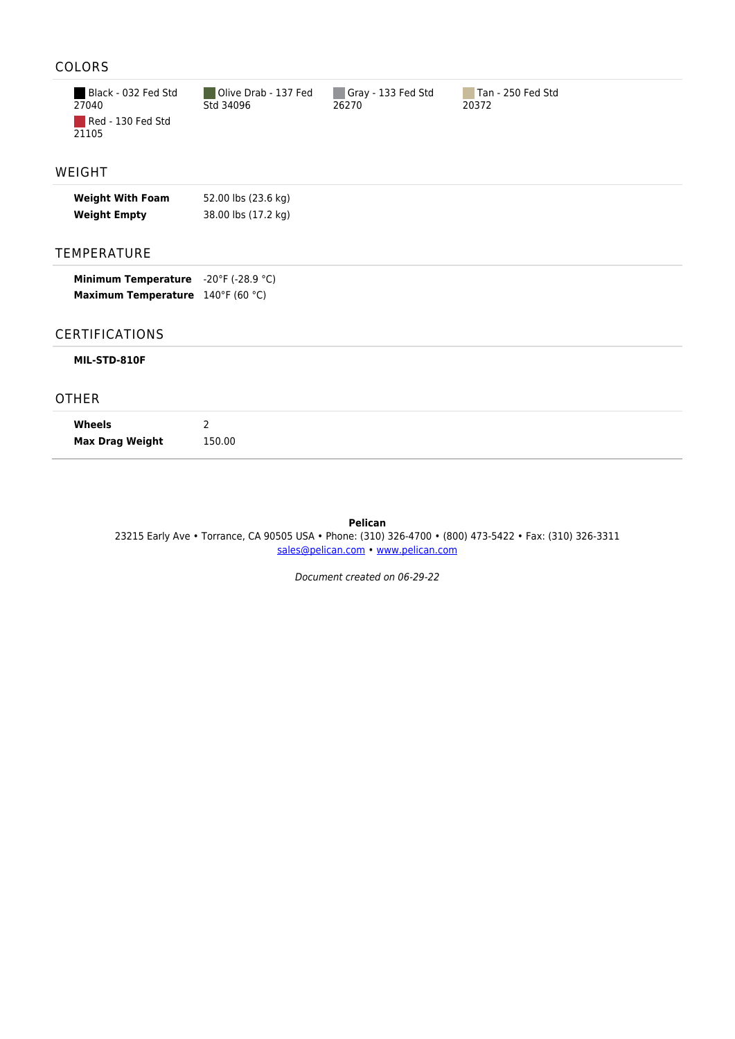## COLORS

Black - 032 Fed Std 27040

Olive Drab - 137 Fed Std 34096

Gray - 133 Fed Std 26270

Tan - 250 Fed Std 20372

Red - 130 Fed Std 21105

## WEIGHT

| | |
|---|---|
| **Weight With Foam** | 52.00 lbs (23.6 kg) |
| **Weight Empty** | 38.00 lbs (17.2 kg) |

## TEMPERATURE

| | |
|---|---|
| **Minimum Temperature** | -20°F (-28.9 °C) |
| **Maximum Temperature** | 140°F (60 °C) |

## CERTIFICATIONS

**MIL-STD-810F**

## OTHER

| | |
|---|---|
| **Wheels** | 2 |
| **Max Drag Weight** | 150.00 |

**Pelican**

23215 Early Ave • Torrance, CA 90505 USA • Phone: (310) 326-4700 • (800) 473-5422 • Fax: (310) 326-3311

sales@pelican.com • www.pelican.com

*Document created on 06-29-22*